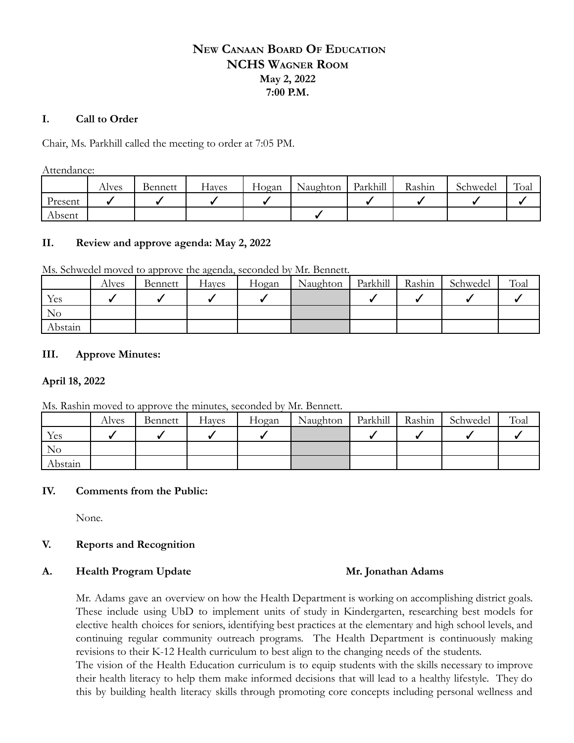# New Canaan Board Of Education
## NCHS Wagner Room
### May 2, 2022
### 7:00 P.M.

## I. Call to Order

Chair, Ms. Parkhill called the meeting to order at 7:05 PM.

Attendance:

| | Alves | Bennett | Hayes | Hogan | Naughton | Parkhill | Rashin | Schwedel | Toal |
|---|---|---|---|---|---|---|---|---|---|
| Present | ✓ | ✓ | ✓ | ✓ | | ✓ | ✓ | ✓ | ✓ |
| Absent | | | | | ✓ | | | | |

## II. Review and approve agenda: May 2, 2022

Ms. Schwedel moved to approve the agenda, seconded by Mr. Bennett.

| | Alves | Bennett | Hayes | Hogan | Naughton | Parkhill | Rashin | Schwedel | Toal |
|---|---|---|---|---|---|---|---|---|---|
| Yes | ✓ | ✓ | ✓ | ✓ | | ✓ | ✓ | ✓ | ✓ |
| No | | | | | | | | | |
| Abstain | | | | | | | | | |

## III. Approve Minutes:

### April 18, 2022

Ms. Rashin moved to approve the minutes, seconded by Mr. Bennett.

| | Alves | Bennett | Hayes | Hogan | Naughton | Parkhill | Rashin | Schwedel | Toal |
|---|---|---|---|---|---|---|---|---|---|
| Yes | ✓ | ✓ | ✓ | ✓ | | ✓ | ✓ | ✓ | ✓ |
| No | | | | | | | | | |
| Abstain | | | | | | | | | |

## IV. Comments from the Public:

None.

## V. Reports and Recognition

### A. Health Program Update — Mr. Jonathan Adams

Mr. Adams gave an overview on how the Health Department is working on accomplishing district goals. These include using UbD to implement units of study in Kindergarten, researching best models for elective health choices for seniors, identifying best practices at the elementary and high school levels, and continuing regular community outreach programs. The Health Department is continuously making revisions to their K-12 Health curriculum to best align to the changing needs of the students.

The vision of the Health Education curriculum is to equip students with the skills necessary to improve their health literacy to help them make informed decisions that will lead to a healthy lifestyle. They do this by building health literacy skills through promoting core concepts including personal wellness and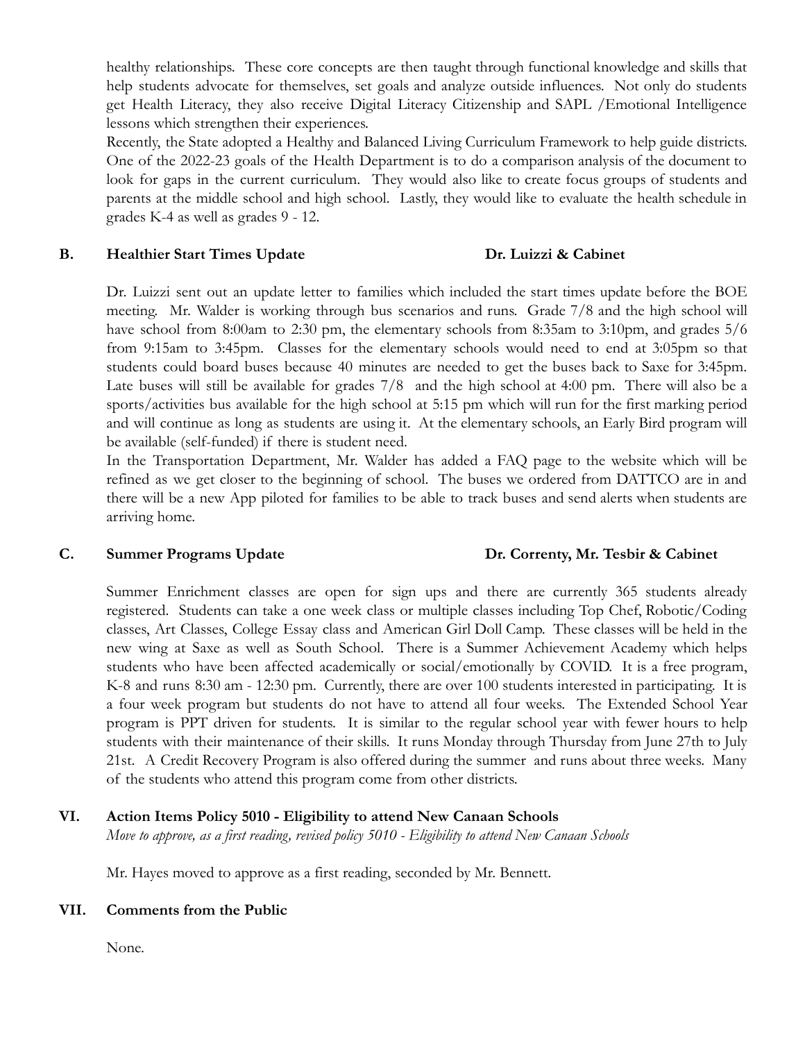healthy relationships. These core concepts are then taught through functional knowledge and skills that help students advocate for themselves, set goals and analyze outside influences. Not only do students get Health Literacy, they also receive Digital Literacy Citizenship and SAPL /Emotional Intelligence lessons which strengthen their experiences.

Recently, the State adopted a Healthy and Balanced Living Curriculum Framework to help guide districts. One of the 2022-23 goals of the Health Department is to do a comparison analysis of the document to look for gaps in the current curriculum. They would also like to create focus groups of students and parents at the middle school and high school. Lastly, they would like to evaluate the health schedule in grades K-4 as well as grades 9 - 12.

### B. Healthier Start Times Update — Dr. Luizzi & Cabinet

Dr. Luizzi sent out an update letter to families which included the start times update before the BOE meeting. Mr. Walder is working through bus scenarios and runs. Grade 7/8 and the high school will have school from 8:00am to 2:30 pm, the elementary schools from 8:35am to 3:10pm, and grades 5/6 from 9:15am to 3:45pm. Classes for the elementary schools would need to end at 3:05pm so that students could board buses because 40 minutes are needed to get the buses back to Saxe for 3:45pm. Late buses will still be available for grades 7/8 and the high school at 4:00 pm. There will also be a sports/activities bus available for the high school at 5:15 pm which will run for the first marking period and will continue as long as students are using it. At the elementary schools, an Early Bird program will be available (self-funded) if there is student need.

In the Transportation Department, Mr. Walder has added a FAQ page to the website which will be refined as we get closer to the beginning of school. The buses we ordered from DATTCO are in and there will be a new App piloted for families to be able to track buses and send alerts when students are arriving home.

### C. Summer Programs Update — Dr. Correnty, Mr. Tesbir & Cabinet

Summer Enrichment classes are open for sign ups and there are currently 365 students already registered. Students can take a one week class or multiple classes including Top Chef, Robotic/Coding classes, Art Classes, College Essay class and American Girl Doll Camp. These classes will be held in the new wing at Saxe as well as South School. There is a Summer Achievement Academy which helps students who have been affected academically or social/emotionally by COVID. It is a free program, K-8 and runs 8:30 am - 12:30 pm. Currently, there are over 100 students interested in participating. It is a four week program but students do not have to attend all four weeks. The Extended School Year program is PPT driven for students. It is similar to the regular school year with fewer hours to help students with their maintenance of their skills. It runs Monday through Thursday from June 27th to July 21st. A Credit Recovery Program is also offered during the summer and runs about three weeks. Many of the students who attend this program come from other districts.

## VI. Action Items Policy 5010 - Eligibility to attend New Canaan Schools

*Move to approve, as a first reading, revised policy 5010 - Eligibility to attend New Canaan Schools*

Mr. Hayes moved to approve as a first reading, seconded by Mr. Bennett.

## VII. Comments from the Public

None.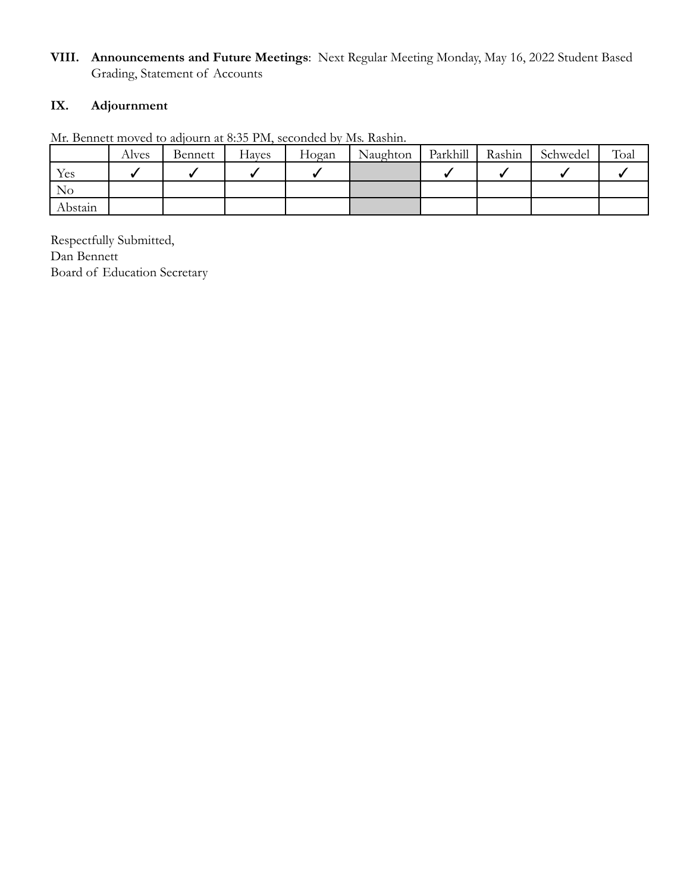**VIII. Announcements and Future Meetings**: Next Regular Meeting Monday, May 16, 2022 Student Based Grading, Statement of Accounts

**IX. Adjournment**

Mr. Bennett moved to adjourn at 8:35 PM, seconded by Ms. Rashin.

| | Alves | Bennett | Hayes | Hogan | Naughton | Parkhill | Rashin | Schwedel | Toal |
|---|---|---|---|---|---|---|---|---|---|
| Yes | ✓ | ✓ | ✓ | ✓ | | ✓ | ✓ | ✓ | ✓ |
| No | | | | | | | | | |
| Abstain | | | | | | | | | |

Respectfully Submitted,
Dan Bennett
Board of Education Secretary